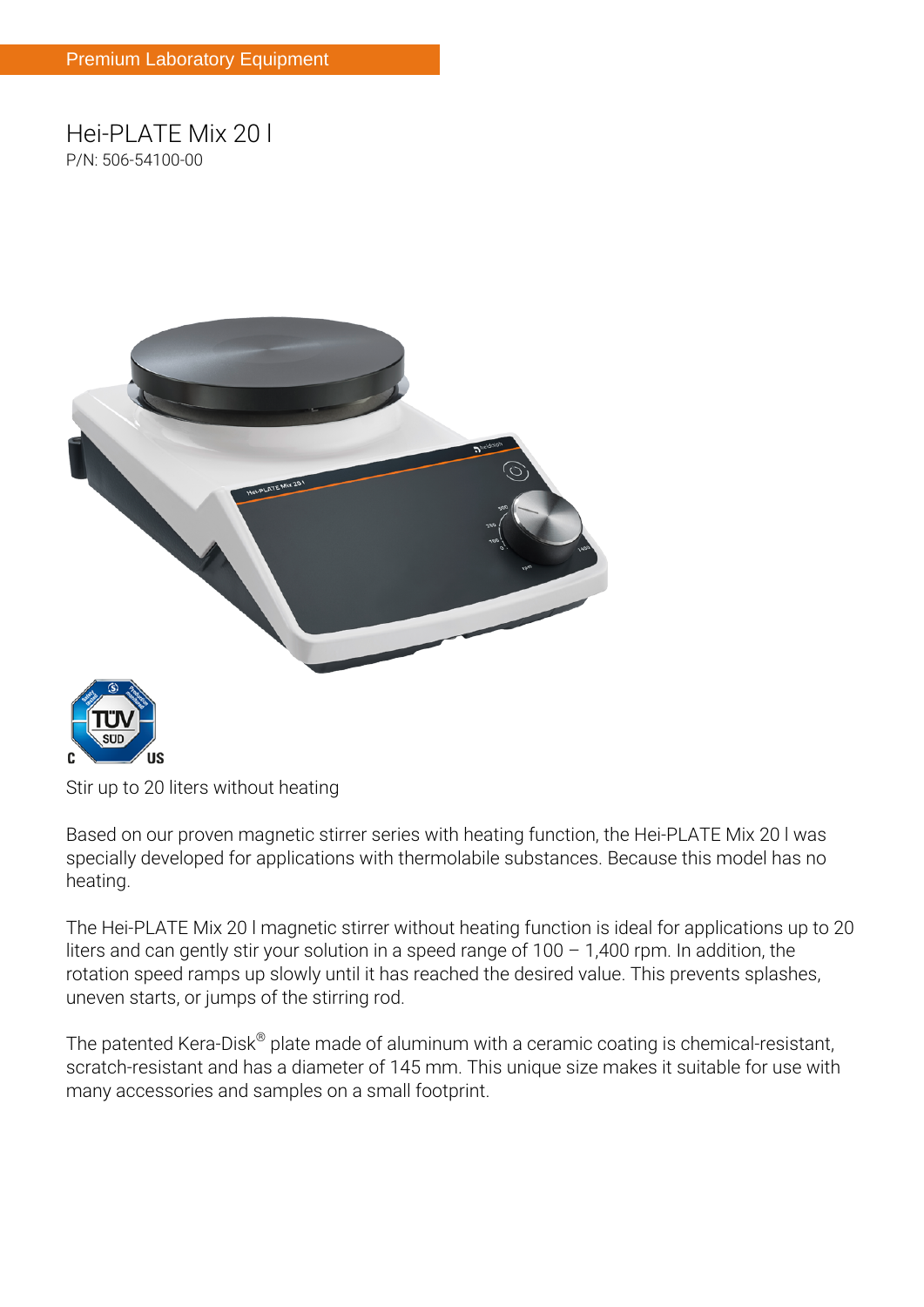Premium Laboratory Equipment

# Hei-PLATE Mix 20 l

P/N: 506-54100-00

Stir up to 20 liters without heating

Based on our proven magnetic stirrer series with heating function, the Hei-PLATE Mix 20 l was specially developed for applications with thermolabile substances. Because this model has no heating.

The Hei-PLATE Mix 20 l magnetic stirrer without heating function is ideal for applications up to 20 liters and can gently stir your solution in a speed range of 100 – 1,400 rpm. In addition, the rotation speed ramps up slowly until it has reached the desired value. This prevents splashes, uneven starts, or jumps of the stirring rod.

The patented Kera-Disk® plate made of aluminum with a ceramic coating is chemical-resistant, scratch-resistant and has a diameter of 145 mm. This unique size makes it suitable for use with many accessories and samples on a small footprint.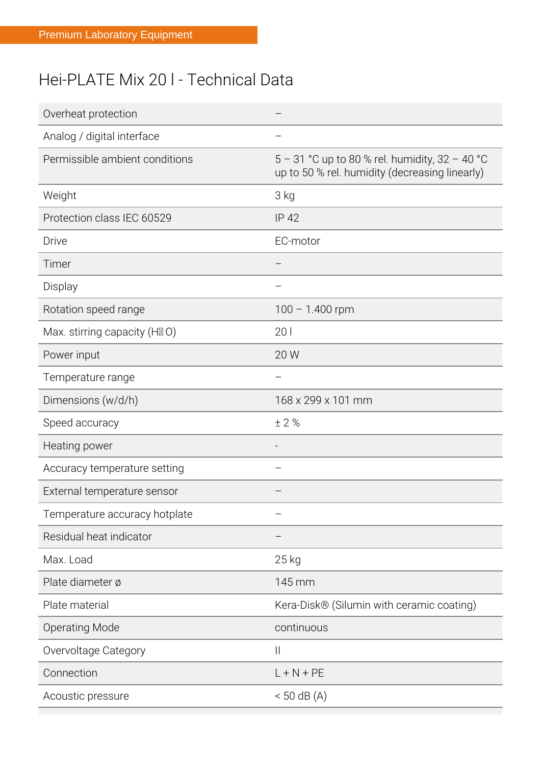Premium Laboratory Equipment

# Hei-PLATE Mix 20 l - Technical Data

| | |
|---|---|
| Overheat protection | – |
| Analog / digital interface | – |
| Permissible ambient conditions | 5 – 31 °C up to 80 % rel. humidity, 32 – 40 °C up to 50 % rel. humidity (decreasing linearly) |
| Weight | 3 kg |
| Protection class IEC 60529 | IP 42 |
| Drive | EC-motor |
| Timer | – |
| Display | – |
| Rotation speed range | 100 – 1.400 rpm |
| Max. stirring capacity ($H_2O$) | 20 l |
| Power input | 20 W |
| Temperature range | – |
| Dimensions (w/d/h) | 168 x 299 x 101 mm |
| Speed accuracy | ± 2 % |
| Heating power | - |
| Accuracy temperature setting | – |
| External temperature sensor | – |
| Temperature accuracy hotplate | – |
| Residual heat indicator | – |
| Max. Load | 25 kg |
| Plate diameter ø | 145 mm |
| Plate material | Kera-Disk® (Silumin with ceramic coating) |
| Operating Mode | continuous |
| Overvoltage Category | II |
| Connection | L + N + PE |
| Acoustic pressure | < 50 dB (A) |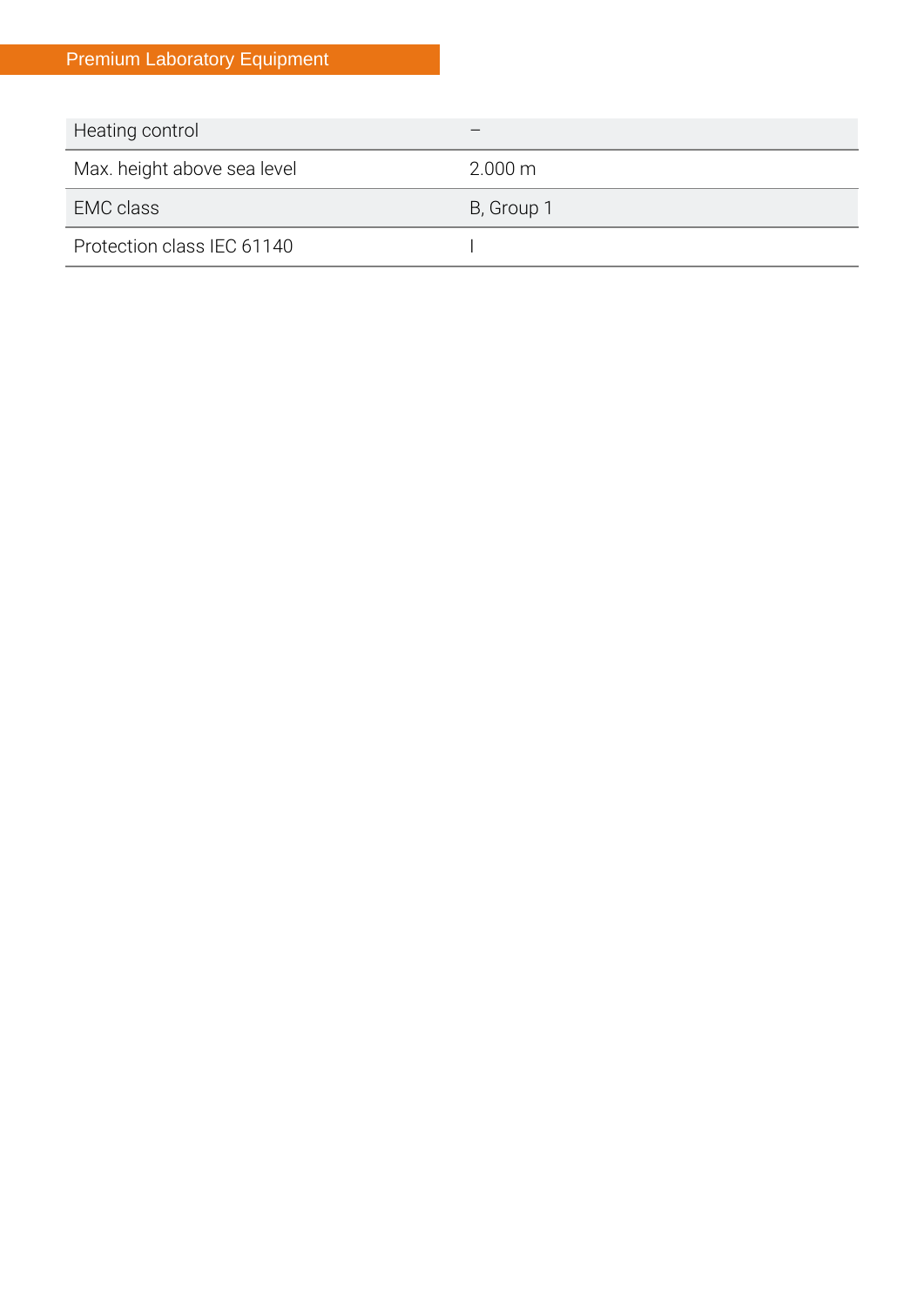| | |
|---|---|
| Heating control | – |
| Max. height above sea level | 2.000 m |
| EMC class | B, Group 1 |
| Protection class IEC 61140 | I |